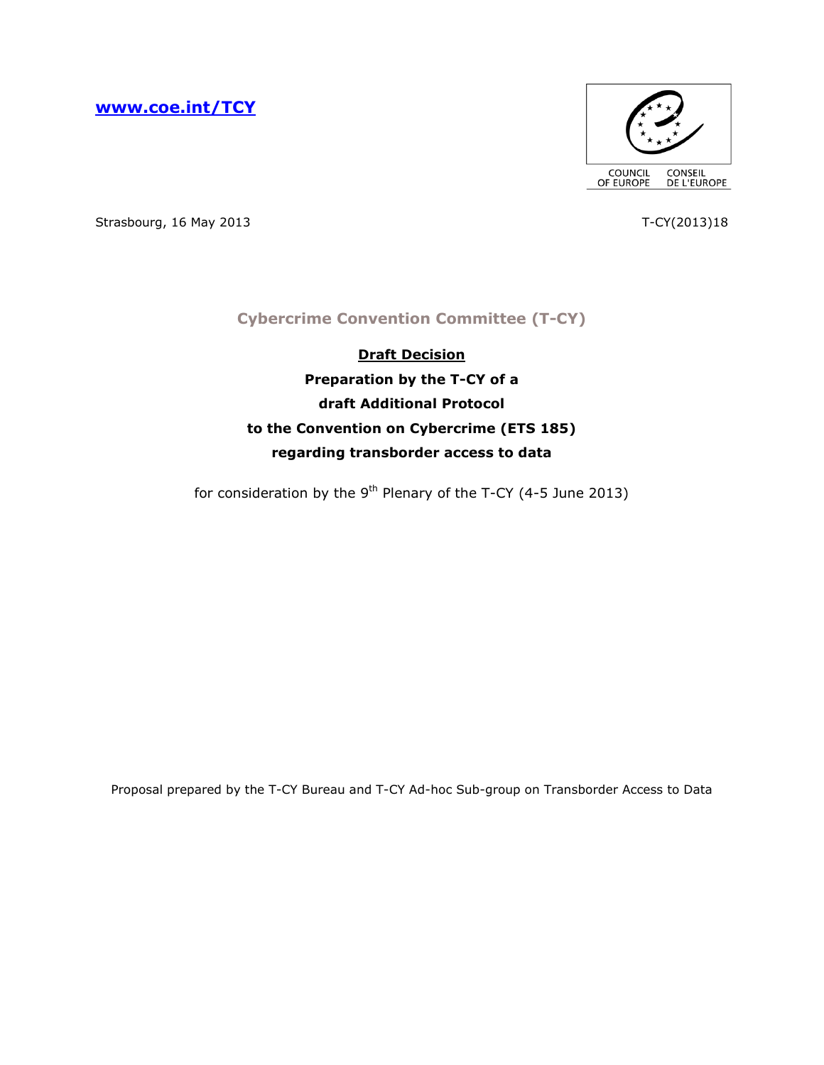[www.coe.int/TCY](http://www.coe.int/TCY)

COUNCIL OF EUROPE CONSEIL DE L'EUROPE

Strasbourg, 16 May 2013

T-CY(2013)18

# Cybercrime Convention Committee (T-CY)

## Draft Decision

**Preparation by the T-CY of a draft Additional Protocol to the Convention on Cybercrime (ETS 185) regarding transborder access to data**

for consideration by the 9th Plenary of the T-CY (4-5 June 2013)

Proposal prepared by the T-CY Bureau and T-CY Ad-hoc Sub-group on Transborder Access to Data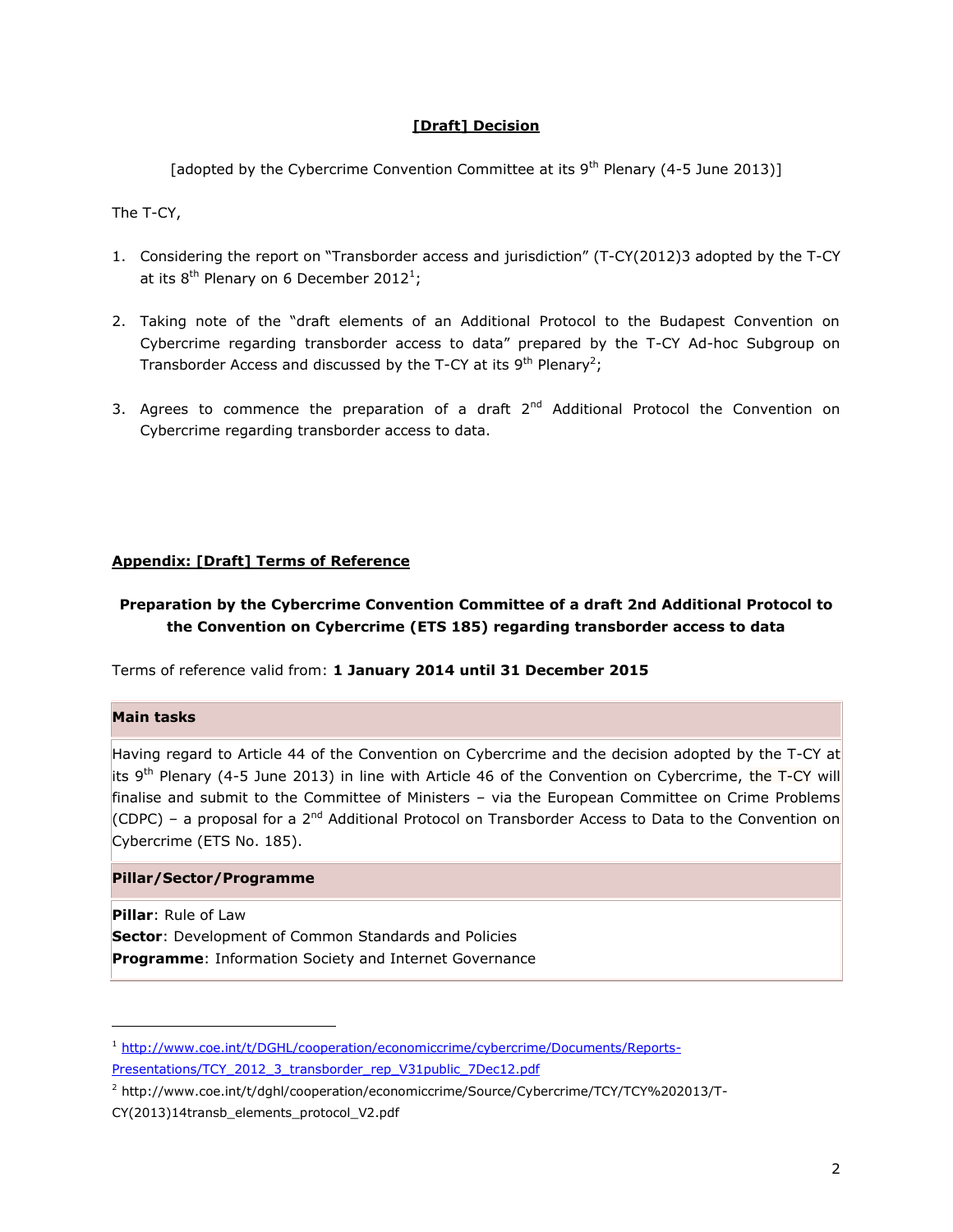**[Draft] Decision**

[adopted by the Cybercrime Convention Committee at its 9th Plenary (4-5 June 2013)]

The T-CY,

1. Considering the report on "Transborder access and jurisdiction" (T-CY(2012)3 adopted by the T-CY at its 8th Plenary on 6 December 2012[1];

2. Taking note of the "draft elements of an Additional Protocol to the Budapest Convention on Cybercrime regarding transborder access to data" prepared by the T-CY Ad-hoc Subgroup on Transborder Access and discussed by the T-CY at its 9th Plenary[2];

3. Agrees to commence the preparation of a draft 2nd Additional Protocol the Convention on Cybercrime regarding transborder access to data.

**Appendix: [Draft] Terms of Reference**

**Preparation by the Cybercrime Convention Committee of a draft 2nd Additional Protocol to the Convention on Cybercrime (ETS 185) regarding transborder access to data**

Terms of reference valid from: **1 January 2014 until 31 December 2015**

| **Main tasks** |
|---|
| Having regard to Article 44 of the Convention on Cybercrime and the decision adopted by the T-CY at its 9th Plenary (4-5 June 2013) in line with Article 46 of the Convention on Cybercrime, the T-CY will finalise and submit to the Committee of Ministers – via the European Committee on Crime Problems (CDPC) – a proposal for a 2nd Additional Protocol on Transborder Access to Data to the Convention on Cybercrime (ETS No. 185). |
| **Pillar/Sector/Programme** |
| **Pillar**: Rule of Law<br>**Sector**: Development of Common Standards and Policies<br>**Programme**: Information Society and Internet Governance |

[1] http://www.coe.int/t/DGHL/cooperation/economiccrime/cybercrime/Documents/Reports-Presentations/TCY_2012_3_transborder_rep_V31public_7Dec12.pdf

[2] http://www.coe.int/t/dghl/cooperation/economiccrime/Source/Cybercrime/TCY/TCY%202013/T-CY(2013)14transb_elements_protocol_V2.pdf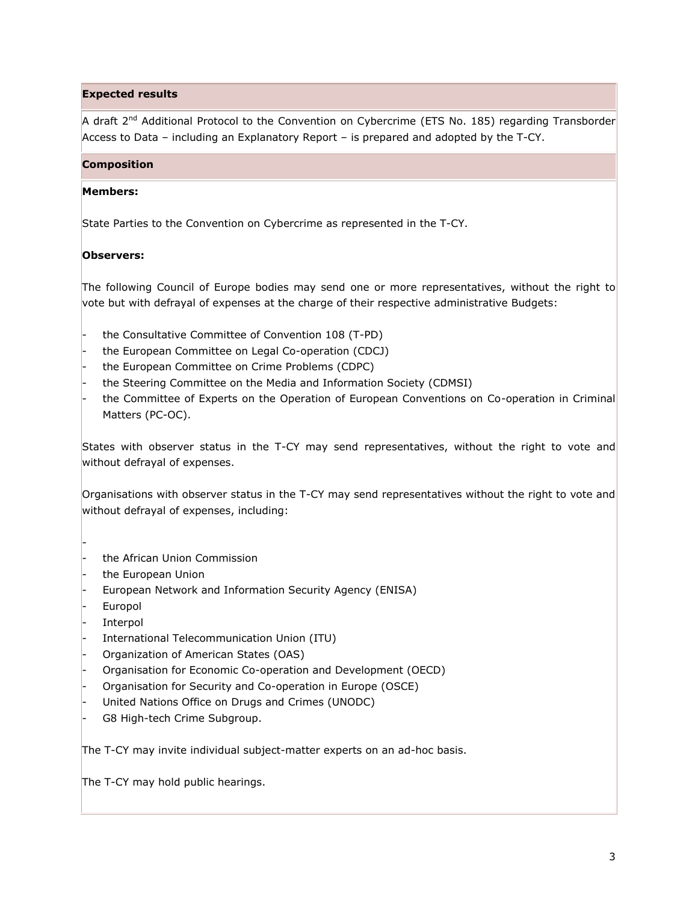**Expected results**

A draft 2nd Additional Protocol to the Convention on Cybercrime (ETS No. 185) regarding Transborder Access to Data – including an Explanatory Report – is prepared and adopted by the T-CY.

**Composition**

**Members:**

State Parties to the Convention on Cybercrime as represented in the T-CY.

**Observers:**

The following Council of Europe bodies may send one or more representatives, without the right to vote but with defrayal of expenses at the charge of their respective administrative Budgets:

- the Consultative Committee of Convention 108 (T-PD)
- the European Committee on Legal Co-operation (CDCJ)
- the European Committee on Crime Problems (CDPC)
- the Steering Committee on the Media and Information Society (CDMSI)
- the Committee of Experts on the Operation of European Conventions on Co-operation in Criminal Matters (PC-OC).

States with observer status in the T-CY may send representatives, without the right to vote and without defrayal of expenses.

Organisations with observer status in the T-CY may send representatives without the right to vote and without defrayal of expenses, including:

-
- the African Union Commission
- the European Union
- European Network and Information Security Agency (ENISA)
- Europol
- Interpol
- International Telecommunication Union (ITU)
- Organization of American States (OAS)
- Organisation for Economic Co-operation and Development (OECD)
- Organisation for Security and Co-operation in Europe (OSCE)
- United Nations Office on Drugs and Crimes (UNODC)
- G8 High-tech Crime Subgroup.

The T-CY may invite individual subject-matter experts on an ad-hoc basis.

The T-CY may hold public hearings.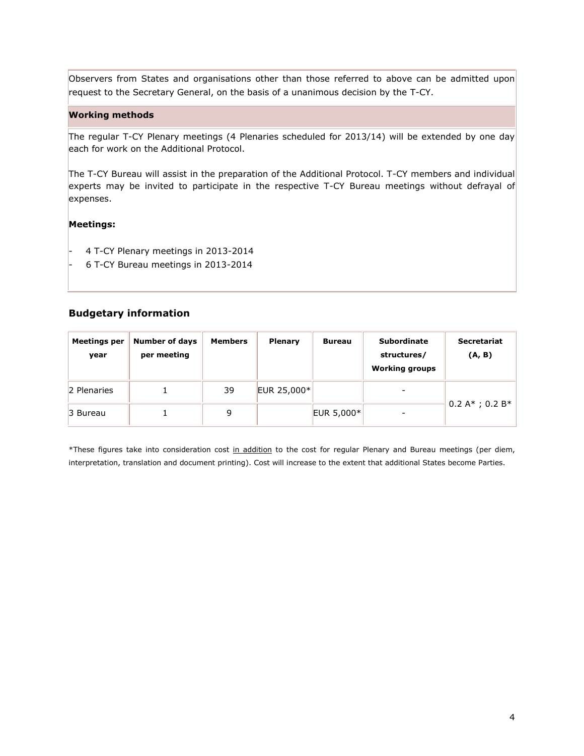Observers from States and organisations other than those referred to above can be admitted upon request to the Secretary General, on the basis of a unanimous decision by the T-CY.

**Working methods**

The regular T-CY Plenary meetings (4 Plenaries scheduled for 2013/14) will be extended by one day each for work on the Additional Protocol.

The T-CY Bureau will assist in the preparation of the Additional Protocol. T-CY members and individual experts may be invited to participate in the respective T-CY Bureau meetings without defrayal of expenses.

**Meetings:**

- 4 T-CY Plenary meetings in 2013-2014
- 6 T-CY Bureau meetings in 2013-2014

## Budgetary information

| Meetings per year | Number of days per meeting | Members | Plenary | Bureau | Subordinate structures/ Working groups | Secretariat (A, B) |
|---|---|---|---|---|---|---|
| 2 Plenaries | 1 | 39 | EUR 25,000* | | - | 0.2 A* ; 0.2 B* |
| 3 Bureau | 1 | 9 | | EUR 5,000* | - | |

*These figures take into consideration cost in addition to the cost for regular Plenary and Bureau meetings (per diem, interpretation, translation and document printing). Cost will increase to the extent that additional States become Parties.